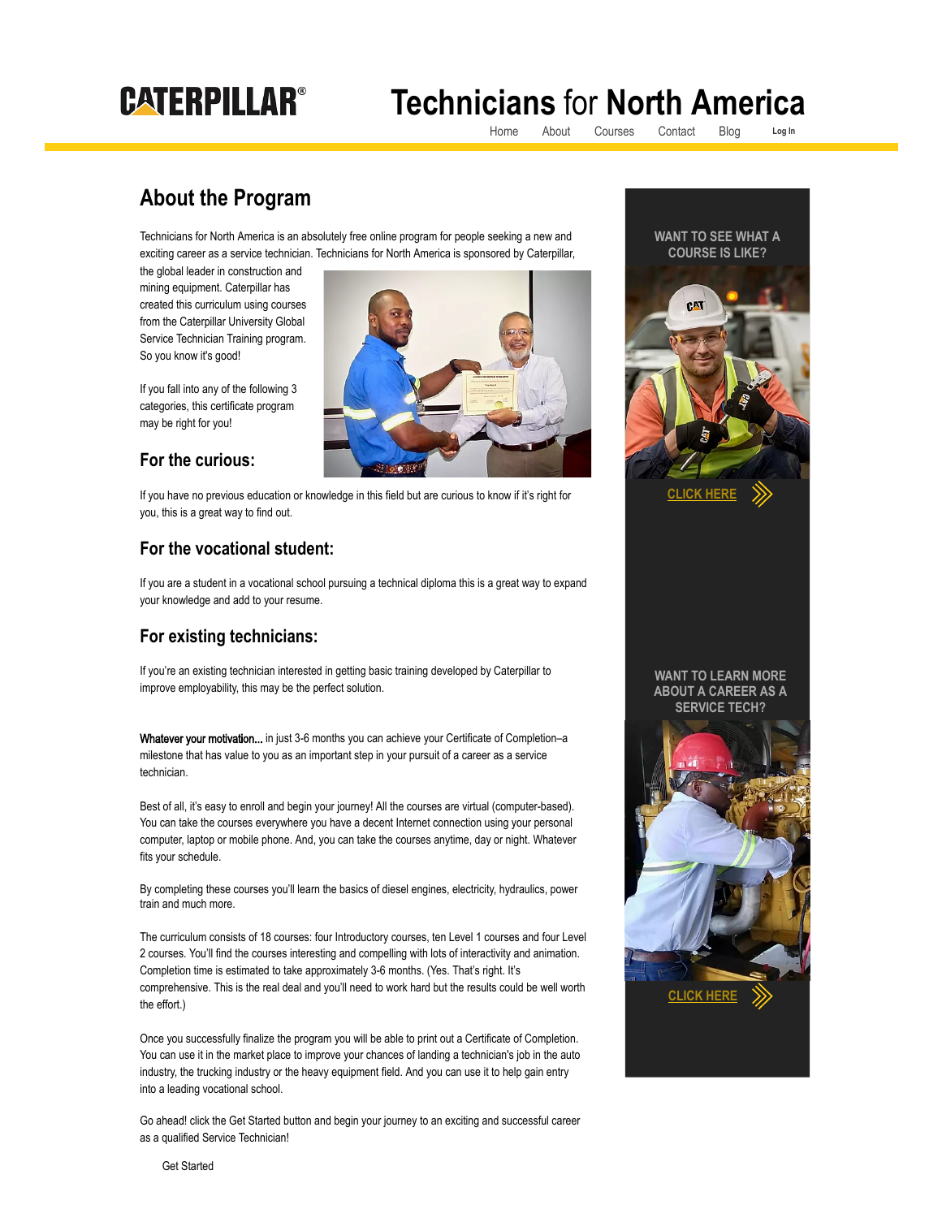CATERPILLAR®

# Technicians for North America

Home About Courses Contact Blog Log In

## About the Program

Technicians for North America is an absolutely free online program for people seeking a new and exciting career as a service technician. Technicians for North America is sponsored by Caterpillar, the global leader in construction and mining equipment. Caterpillar has created this curriculum using courses from the Caterpillar University Global Service Technician Training program. So you know it's good!

If you fall into any of the following 3 categories, this certificate program may be right for you!

### For the curious:

If you have no previous education or knowledge in this field but are curious to know if it's right for you, this is a great way to find out.

### For the vocational student:

If you are a student in a vocational school pursuing a technical diploma this is a great way to expand your knowledge and add to your resume.

### For existing technicians:

If you're an existing technician interested in getting basic training developed by Caterpillar to improve employability, this may be the perfect solution.

**Whatever your motivation...** in just 3-6 months you can achieve your Certificate of Completion–a milestone that has value to you as an important step in your pursuit of a career as a service technician.

Best of all, it's easy to enroll and begin your journey! All the courses are virtual (computer-based). You can take the courses everywhere you have a decent Internet connection using your personal computer, laptop or mobile phone. And, you can take the courses anytime, day or night. Whatever fits your schedule.

By completing these courses you'll learn the basics of diesel engines, electricity, hydraulics, power train and much more.

The curriculum consists of 18 courses: four Introductory courses, ten Level 1 courses and four Level 2 courses. You'll find the courses interesting and compelling with lots of interactivity and animation. Completion time is estimated to take approximately 3-6 months. (Yes. That's right. It's comprehensive. This is the real deal and you'll need to work hard but the results could be well worth the effort.)

Once you successfully finalize the program you will be able to print out a Certificate of Completion. You can use it in the market place to improve your chances of landing a technician's job in the auto industry, the trucking industry or the heavy equipment field. And you can use it to help gain entry into a leading vocational school.

Go ahead! click the Get Started button and begin your journey to an exciting and successful career as a qualified Service Technician!

Get Started

WANT TO SEE WHAT A COURSE IS LIKE?

CLICK HERE

WANT TO LEARN MORE ABOUT A CAREER AS A SERVICE TECH?

CLICK HERE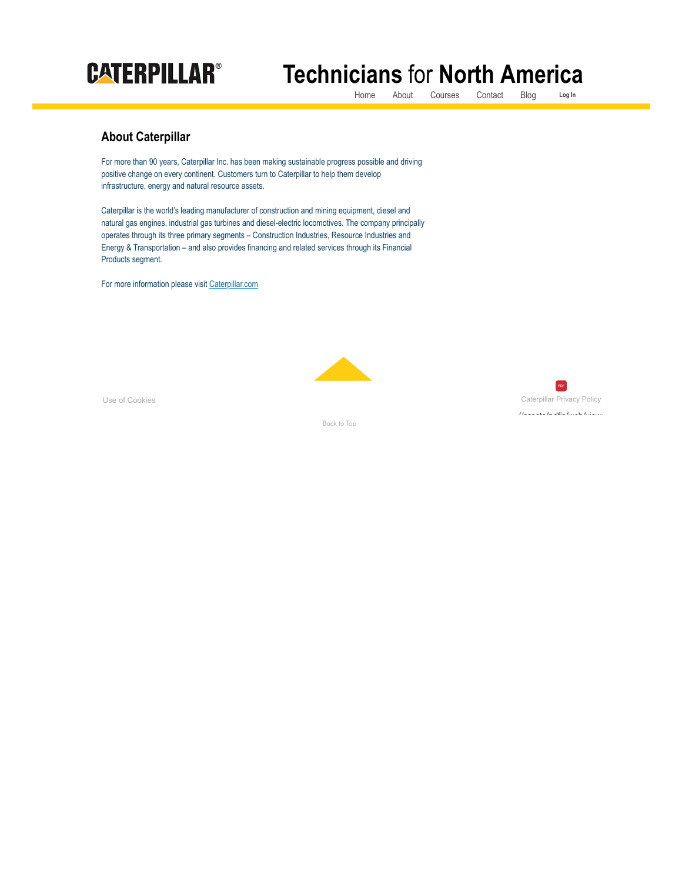CATERPILLAR®

# Technicians for North America

Home About Courses Contact Blog Log In

## About Caterpillar

For more than 90 years, Caterpillar Inc. has been making sustainable progress possible and driving positive change on every continent. Customers turn to Caterpillar to help them develop infrastructure, energy and natural resource assets.

Caterpillar is the world's leading manufacturer of construction and mining equipment, diesel and natural gas engines, industrial gas turbines and diesel-electric locomotives. The company principally operates through its three primary segments – Construction Industries, Resource Industries and Energy & Transportation – and also provides financing and related services through its Financial Products segment.

For more information please visit [Caterpillar.com](Caterpillar.com)

Use of Cookies

Caterpillar Privacy Policy

Back to Top